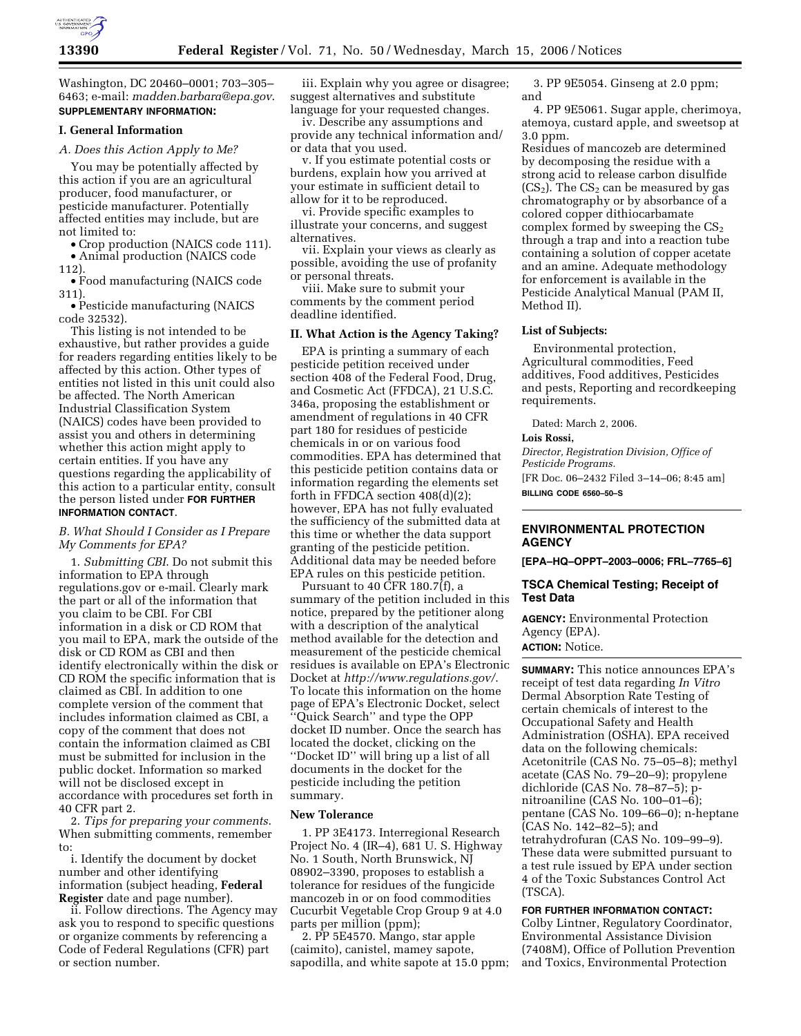Washington, DC 20460–0001; 703–305–6463; e-mail: *madden.barbara@epa.gov*.

**SUPPLEMENTARY INFORMATION:**

## I. General Information

### *A. Does this Action Apply to Me?*

You may be potentially affected by this action if you are an agricultural producer, food manufacturer, or pesticide manufacturer. Potentially affected entities may include, but are not limited to:

- Crop production (NAICS code 111).
- Animal production (NAICS code 112).
- Food manufacturing (NAICS code 311).
- Pesticide manufacturing (NAICS code 32532).

This listing is not intended to be exhaustive, but rather provides a guide for readers regarding entities likely to be affected by this action. Other types of entities not listed in this unit could also be affected. The North American Industrial Classification System (NAICS) codes have been provided to assist you and others in determining whether this action might apply to certain entities. If you have any questions regarding the applicability of this action to a particular entity, consult the person listed under **FOR FURTHER INFORMATION CONTACT**.

### *B. What Should I Consider as I Prepare My Comments for EPA?*

1. *Submitting CBI*. Do not submit this information to EPA through regulations.gov or e-mail. Clearly mark the part or all of the information that you claim to be CBI. For CBI information in a disk or CD ROM that you mail to EPA, mark the outside of the disk or CD ROM as CBI and then identify electronically within the disk or CD ROM the specific information that is claimed as CBI. In addition to one complete version of the comment that includes information claimed as CBI, a copy of the comment that does not contain the information claimed as CBI must be submitted for inclusion in the public docket. Information so marked will not be disclosed except in accordance with procedures set forth in 40 CFR part 2.

2. *Tips for preparing your comments*. When submitting comments, remember to:

i. Identify the document by docket number and other identifying information (subject heading, **Federal Register** date and page number).

ii. Follow directions. The Agency may ask you to respond to specific questions or organize comments by referencing a Code of Federal Regulations (CFR) part or section number.

iii. Explain why you agree or disagree; suggest alternatives and substitute language for your requested changes.

iv. Describe any assumptions and provide any technical information and/or data that you used.

v. If you estimate potential costs or burdens, explain how you arrived at your estimate in sufficient detail to allow for it to be reproduced.

vi. Provide specific examples to illustrate your concerns, and suggest alternatives.

vii. Explain your views as clearly as possible, avoiding the use of profanity or personal threats.

viii. Make sure to submit your comments by the comment period deadline identified.

## II. What Action is the Agency Taking?

EPA is printing a summary of each pesticide petition received under section 408 of the Federal Food, Drug, and Cosmetic Act (FFDCA), 21 U.S.C. 346a, proposing the establishment or amendment of regulations in 40 CFR part 180 for residues of pesticide chemicals in or on various food commodities. EPA has determined that this pesticide petition contains data or information regarding the elements set forth in FFDCA section 408(d)(2); however, EPA has not fully evaluated the sufficiency of the submitted data at this time or whether the data support granting of the pesticide petition. Additional data may be needed before EPA rules on this pesticide petition.

Pursuant to 40 CFR 180.7(f), a summary of the petition included in this notice, prepared by the petitioner along with a description of the analytical method available for the detection and measurement of the pesticide chemical residues is available on EPA's Electronic Docket at *http://www.regulations.gov/*. To locate this information on the home page of EPA's Electronic Docket, select ''Quick Search'' and type the OPP docket ID number. Once the search has located the docket, clicking on the ''Docket ID'' will bring up a list of all documents in the docket for the pesticide including the petition summary.

### New Tolerance

1. PP 3E4173. Interregional Research Project No. 4 (IR–4), 681 U. S. Highway No. 1 South, North Brunswick, NJ 08902–3390, proposes to establish a tolerance for residues of the fungicide mancozeb in or on food commodities Cucurbit Vegetable Crop Group 9 at 4.0 parts per million (ppm);

2. PP 5E4570. Mango, star apple (caimito), canistel, mamey sapote, sapodilla, and white sapote at 15.0 ppm;

3. PP 9E5054. Ginseng at 2.0 ppm; and

4. PP 9E5061. Sugar apple, cherimoya, atemoya, custard apple, and sweetsop at 3.0 ppm.

Residues of mancozeb are determined by decomposing the residue with a strong acid to release carbon disulfide ($CS_2$). The $CS_2$ can be measured by gas chromatography or by absorbance of a colored copper dithiocarbamate complex formed by sweeping the $CS_2$ through a trap and into a reaction tube containing a solution of copper acetate and an amine. Adequate methodology for enforcement is available in the Pesticide Analytical Manual (PAM II, Method II).

### List of Subjects:

Environmental protection, Agricultural commodities, Feed additives, Food additives, Pesticides and pests, Reporting and recordkeeping requirements.

Dated: March 2, 2006.

**Lois Rossi,**

*Director, Registration Division, Office of Pesticide Programs.*

[FR Doc. 06–2432 Filed 3–14–06; 8:45 am]

**BILLING CODE 6560–50–S**

---

## ENVIRONMENTAL PROTECTION AGENCY

**[EPA–HQ–OPPT–2003–0006; FRL–7765–6]**

## TSCA Chemical Testing; Receipt of Test Data

**AGENCY:** Environmental Protection Agency (EPA).

**ACTION:** Notice.

**SUMMARY:** This notice announces EPA's receipt of test data regarding *In Vitro* Dermal Absorption Rate Testing of certain chemicals of interest to the Occupational Safety and Health Administration (OSHA). EPA received data on the following chemicals: Acetonitrile (CAS No. 75–05–8); methyl acetate (CAS No. 79–20–9); propylene dichloride (CAS No. 78–87–5); p-nitroaniline (CAS No. 100–01–6); pentane (CAS No. 109–66–0); n-heptane (CAS No. 142–82–5); and tetrahydrofuran (CAS No. 109–99–9). These data were submitted pursuant to a test rule issued by EPA under section 4 of the Toxic Substances Control Act (TSCA).

**FOR FURTHER INFORMATION CONTACT:** Colby Lintner, Regulatory Coordinator, Environmental Assistance Division (7408M), Office of Pollution Prevention and Toxics, Environmental Protection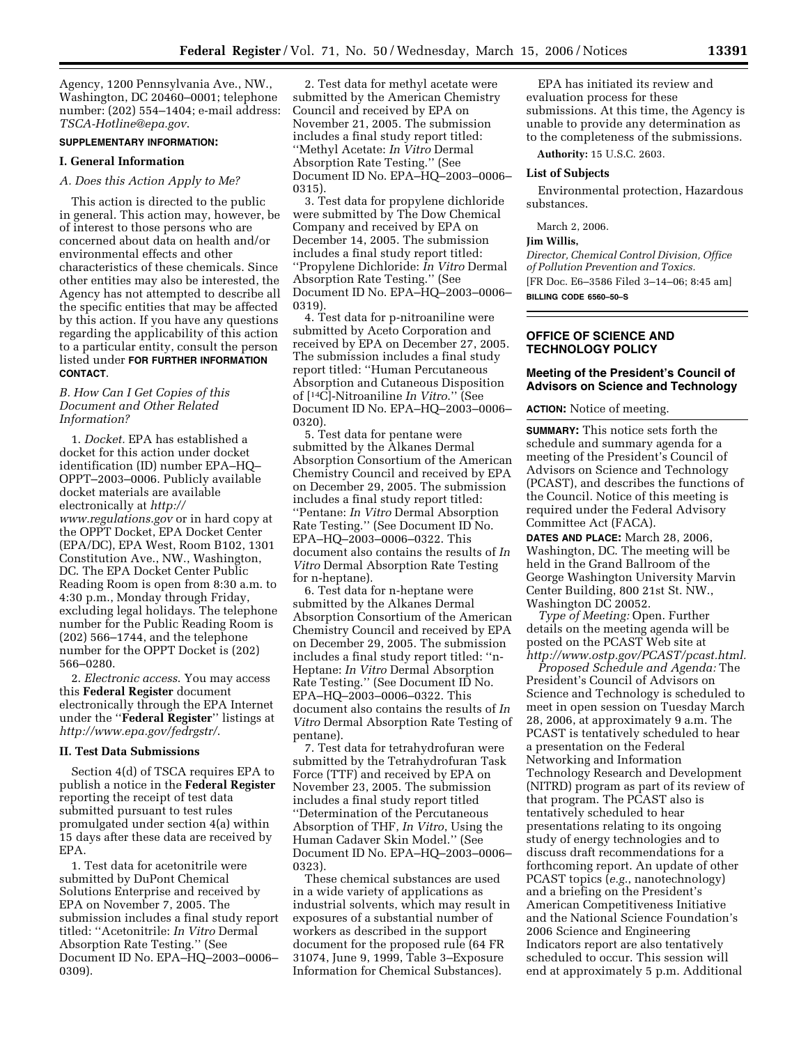Agency, 1200 Pennsylvania Ave., NW., Washington, DC 20460–0001; telephone number: (202) 554–1404; e-mail address: *TSCA-Hotline@epa.gov*.

**SUPPLEMENTARY INFORMATION:**

## I. General Information

### *A. Does this Action Apply to Me?*

This action is directed to the public in general. This action may, however, be of interest to those persons who are concerned about data on health and/or environmental effects and other characteristics of these chemicals. Since other entities may also be interested, the Agency has not attempted to describe all the specific entities that may be affected by this action. If you have any questions regarding the applicability of this action to a particular entity, consult the person listed under **FOR FURTHER INFORMATION CONTACT**.

### *B. How Can I Get Copies of this Document and Other Related Information?*

1. *Docket*. EPA has established a docket for this action under docket identification (ID) number EPA–HQ–OPPT–2003–0006. Publicly available docket materials are available electronically at *http://www.regulations.gov* or in hard copy at the OPPT Docket, EPA Docket Center (EPA/DC), EPA West, Room B102, 1301 Constitution Ave., NW., Washington, DC. The EPA Docket Center Public Reading Room is open from 8:30 a.m. to 4:30 p.m., Monday through Friday, excluding legal holidays. The telephone number for the Public Reading Room is (202) 566–1744, and the telephone number for the OPPT Docket is (202) 566–0280.

2. *Electronic access*. You may access this **Federal Register** document electronically through the EPA Internet under the ''**Federal Register**'' listings at *http://www.epa.gov/fedrgstr/*.

## II. Test Data Submissions

Section 4(d) of TSCA requires EPA to publish a notice in the **Federal Register** reporting the receipt of test data submitted pursuant to test rules promulgated under section 4(a) within 15 days after these data are received by EPA.

1. Test data for acetonitrile were submitted by DuPont Chemical Solutions Enterprise and received by EPA on November 7, 2005. The submission includes a final study report titled: ''Acetonitrile: *In Vitro* Dermal Absorption Rate Testing.'' (See Document ID No. EPA–HQ–2003–0006–0309).

2. Test data for methyl acetate were submitted by the American Chemistry Council and received by EPA on November 21, 2005. The submission includes a final study report titled: ''Methyl Acetate: *In Vitro* Dermal Absorption Rate Testing.'' (See Document ID No. EPA–HQ–2003–0006–0315).

3. Test data for propylene dichloride were submitted by The Dow Chemical Company and received by EPA on December 14, 2005. The submission includes a final study report titled: ''Propylene Dichloride: *In Vitro* Dermal Absorption Rate Testing.'' (See Document ID No. EPA–HQ–2003–0006–0319).

4. Test data for p-nitroaniline were submitted by Aceto Corporation and received by EPA on December 27, 2005. The submission includes a final study report titled: ''Human Percutaneous Absorption and Cutaneous Disposition of [$^{14}$C]-Nitroaniline *In Vitro*.'' (See Document ID No. EPA–HQ–2003–0006–0320).

5. Test data for pentane were submitted by the Alkanes Dermal Absorption Consortium of the American Chemistry Council and received by EPA on December 29, 2005. The submission includes a final study report titled: ''Pentane: *In Vitro* Dermal Absorption Rate Testing.'' (See Document ID No. EPA–HQ–2003–0006–0322. This document also contains the results of *In Vitro* Dermal Absorption Rate Testing for n-heptane).

6. Test data for n-heptane were submitted by the Alkanes Dermal Absorption Consortium of the American Chemistry Council and received by EPA on December 29, 2005. The submission includes a final study report titled: ''n-Heptane: *In Vitro* Dermal Absorption Rate Testing.'' (See Document ID No. EPA–HQ–2003–0006–0322. This document also contains the results of *In Vitro* Dermal Absorption Rate Testing of pentane).

7. Test data for tetrahydrofuran were submitted by the Tetrahydrofuran Task Force (TTF) and received by EPA on November 23, 2005. The submission includes a final study report titled ''Determination of the Percutaneous Absorption of THF, *In Vitro*, Using the Human Cadaver Skin Model.'' (See Document ID No. EPA–HQ–2003–0006–0323).

These chemical substances are used in a wide variety of applications as industrial solvents, which may result in exposures of a substantial number of workers as described in the support document for the proposed rule (64 FR 31074, June 9, 1999, Table 3–Exposure Information for Chemical Substances).

EPA has initiated its review and evaluation process for these submissions. At this time, the Agency is unable to provide any determination as to the completeness of the submissions.

**Authority:** 15 U.S.C. 2603.

### List of Subjects

Environmental protection, Hazardous substances.

March 2, 2006.

**Jim Willis,**

*Director, Chemical Control Division, Office of Pollution Prevention and Toxics.*

[FR Doc. E6–3586 Filed 3–14–06; 8:45 am]

**BILLING CODE 6560–50–S**

---

# OFFICE OF SCIENCE AND TECHNOLOGY POLICY

## Meeting of the President's Council of Advisors on Science and Technology

**ACTION:** Notice of meeting.

**SUMMARY:** This notice sets forth the schedule and summary agenda for a meeting of the President's Council of Advisors on Science and Technology (PCAST), and describes the functions of the Council. Notice of this meeting is required under the Federal Advisory Committee Act (FACA).

**DATES AND PLACE:** March 28, 2006, Washington, DC. The meeting will be held in the Grand Ballroom of the George Washington University Marvin Center Building, 800 21st St. NW., Washington DC 20052.

*Type of Meeting:* Open. Further details on the meeting agenda will be posted on the PCAST Web site at *http://www.ostp.gov/PCAST/pcast.html.*

*Proposed Schedule and Agenda:* The President's Council of Advisors on Science and Technology is scheduled to meet in open session on Tuesday March 28, 2006, at approximately 9 a.m. The PCAST is tentatively scheduled to hear a presentation on the Federal Networking and Information Technology Research and Development (NITRD) program as part of its review of that program. The PCAST also is tentatively scheduled to hear presentations relating to its ongoing study of energy technologies and to discuss draft recommendations for a forthcoming report. An update of other PCAST topics (*e.g.*, nanotechnology) and a briefing on the President's American Competitiveness Initiative and the National Science Foundation's 2006 Science and Engineering Indicators report are also tentatively scheduled to occur. This session will end at approximately 5 p.m. Additional